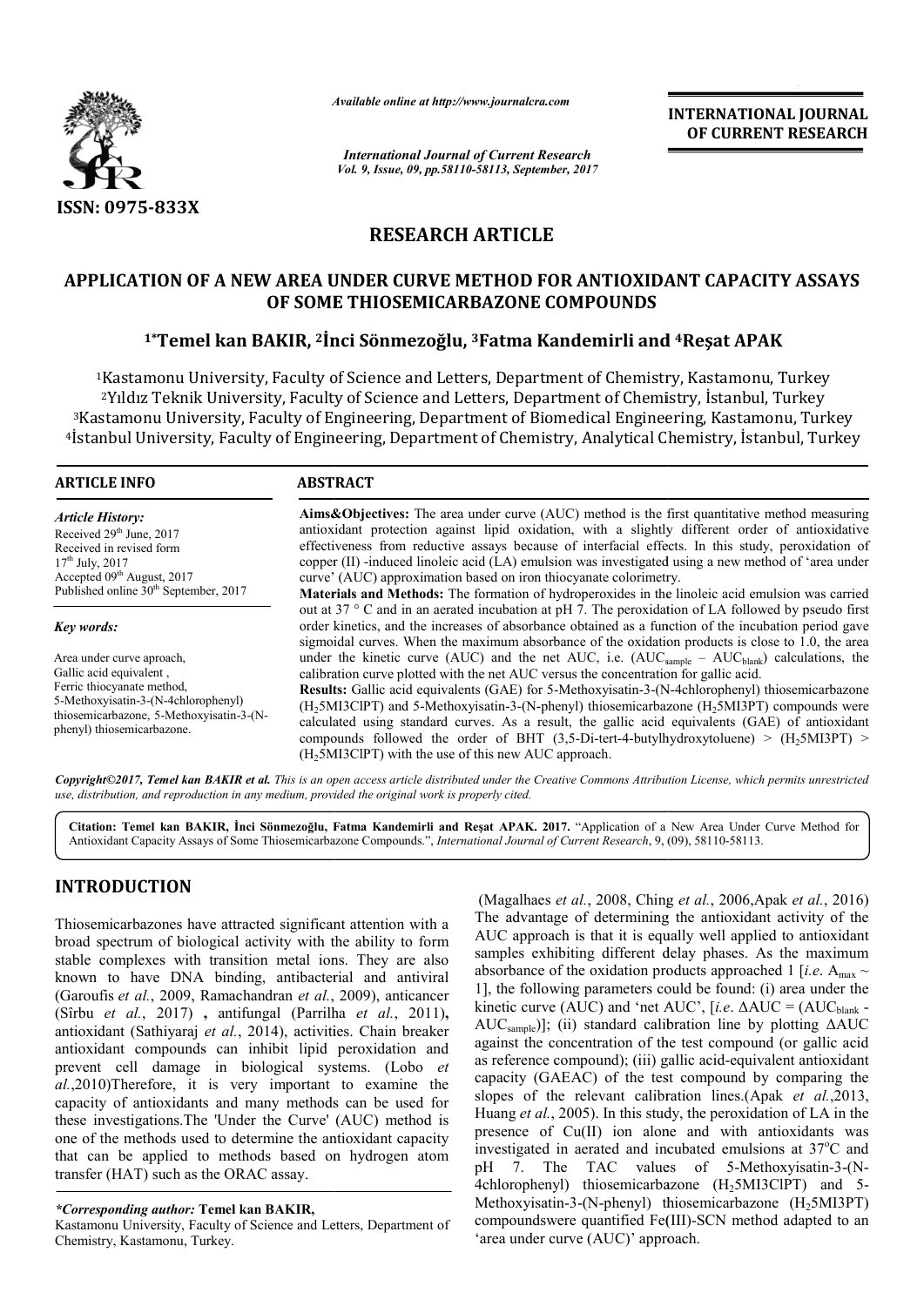*Available online at http://www.journalcra.com*

*International Journal of Current Research*
*Vol. 9, Issue, 09, pp.58110-58113, September, 2017*

**INTERNATIONAL JOURNAL OF CURRENT RESEARCH**

ISSN: 0975-833X

## RESEARCH ARTICLE

# APPLICATION OF A NEW AREA UNDER CURVE METHOD FOR ANTIOXIDANT CAPACITY ASSAYS OF SOME THIOSEMICARBAZONE COMPOUNDS

**[1*]Temel kan BAKIR, [2]İnci Sönmezoğlu, [3]Fatma Kandemirli and [4]Reşat APAK**

[1]Kastamonu University, Faculty of Science and Letters, Department of Chemistry, Kastamonu, Turkey
[2]Yıldız Teknik University, Faculty of Science and Letters, Department of Chemistry, İstanbul, Turkey
[3]Kastamonu University, Faculty of Engineering, Department of Biomedical Engineering, Kastamonu, Turkey
[4]İstanbul University, Faculty of Engineering, Department of Chemistry, Analytical Chemistry, İstanbul, Turkey

### ARTICLE INFO

*Article History:*

Received 29th June, 2017
Received in revised form
17th July, 2017
Accepted 09th August, 2017
Published online 30th September, 2017

*Key words:*

Area under curve aproach,
Gallic acid equivalent ,
Ferric thiocyanate method,
5-Methoxyisatin-3-(N-4chlorophenyl) thiosemicarbazone, 5-Methoxyisatin-3-(N-phenyl) thiosemicarbazone.

### ABSTRACT

**Aims&Objectives:** The area under curve (AUC) method is the first quantitative method measuring antioxidant protection against lipid oxidation, with a slightly different order of antioxidative effectiveness from reductive assays because of interfacial effects. In this study, peroxidation of copper (II) -induced linoleic acid (LA) emulsion was investigated using a new method of 'area under curve' (AUC) approximation based on iron thiocyanate colorimetry.

**Materials and Methods:** The formation of hydroperoxides in the linoleic acid emulsion was carried out at 37 ° C and in an aerated incubation at pH 7. The peroxidation of LA followed by pseudo first order kinetics, and the increases of absorbance obtained as a function of the incubation period gave sigmoidal curves. When the maximum absorbance of the oxidation products is close to 1.0, the area under the kinetic curve (AUC) and the net AUC, i.e. ($AUC_{sample}$ – $AUC_{blank}$) calculations, the calibration curve plotted with the net AUC versus the concentration for gallic acid.

**Results:** Gallic acid equivalents (GAE) for 5-Methoxyisatin-3-(N-4chlorophenyl) thiosemicarbazone ($H_25MI3ClPT$) and 5-Methoxyisatin-3-(N-phenyl) thiosemicarbazone ($H_25MI3PT$) compounds were calculated using standard curves. As a result, the gallic acid equivalents (GAE) of antioxidant compounds followed the order of BHT (3,5-Di-tert-4-butylhydroxytoluene) > ($H_25MI3PT$) > ($H_25MI3ClPT$) with the use of this new AUC approach.

*Copyright©2017, Temel kan BAKIR et al. This is an open access article distributed under the Creative Commons Attribution License, which permits unrestricted use, distribution, and reproduction in any medium, provided the original work is properly cited.*

**Citation: Temel kan BAKIR, İnci Sönmezoğlu, Fatma Kandemirli and Reşat APAK. 2017.** "Application of a New Area Under Curve Method for Antioxidant Capacity Assays of Some Thiosemicarbazone Compounds.", *International Journal of Current Research*, 9, (09), 58110-58113.

## INTRODUCTION

Thiosemicarbazones have attracted significant attention with a broad spectrum of biological activity with the ability to form stable complexes with transition metal ions. They are also known to have DNA binding, antibacterial and antiviral (Garoufis *et al.*, 2009, Ramachandran *et al.*, 2009), anticancer (Sîrbu *et al.*, 2017) **,** antifungal (Parrilha *et al.*, 2011)**,** antioxidant (Sathiyaraj *et al.*, 2014), activities. Chain breaker antioxidant compounds can inhibit lipid peroxidation and prevent cell damage in biological systems. (Lobo *et al.*,2010)Therefore, it is very important to examine the capacity of antioxidants and many methods can be used for these investigations.The 'Under the Curve' (AUC) method is one of the methods used to determine the antioxidant capacity that can be applied to methods based on hydrogen atom transfer (HAT) such as the ORAC assay.

(Magalhaes *et al.*, 2008, Ching *et al.*, 2006,Apak *et al.*, 2016) The advantage of determining the antioxidant activity of the AUC approach is that it is equally well applied to antioxidant samples exhibiting different delay phases. As the maximum absorbance of the oxidation products approached 1 [*i.e.* $A_{max}$ ~ 1], the following parameters could be found: (i) area under the kinetic curve (AUC) and 'net AUC', [*i.e.* ΔAUC = ($AUC_{blank}$ - $AUC_{sample}$)]; (ii) standard calibration line by plotting ΔAUC against the concentration of the test compound (or gallic acid as reference compound); (iii) gallic acid-equivalent antioxidant capacity (GAEAC) of the test compound by comparing the slopes of the relevant calibration lines.(Apak *et al.*,2013, Huang *et al.*, 2005). In this study, the peroxidation of LA in the presence of Cu(II) ion alone and with antioxidants was investigated in aerated and incubated emulsions at 37°C and pH 7. The TAC values of 5-Methoxyisatin-3-(N-4chlorophenyl) thiosemicarbazone ($H_25MI3ClPT$) and 5-Methoxyisatin-3-(N-phenyl) thiosemicarbazone ($H_25MI3PT$) compoundswere quantified Fe(III)-SCN method adapted to an 'area under curve (AUC)' approach.

**\*Corresponding author: Temel kan BAKIR,**
Kastamonu University, Faculty of Science and Letters, Department of Chemistry, Kastamonu, Turkey.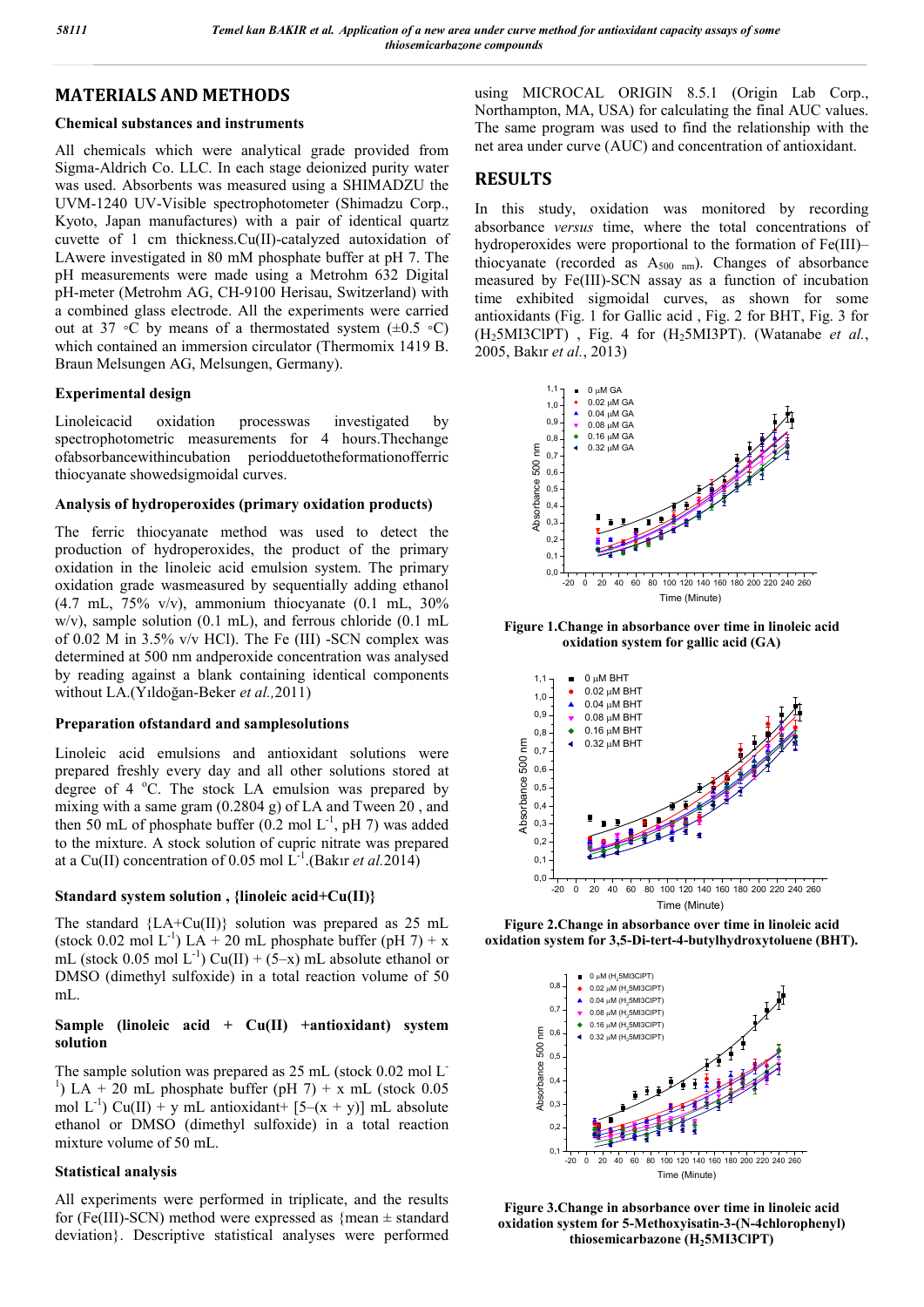## MATERIALS AND METHODS

### Chemical substances and instruments

All chemicals which were analytical grade provided from Sigma-Aldrich Co. LLC. In each stage deionized purity water was used. Absorbents was measured using a SHIMADZU the UVM-1240 UV-Visible spectrophotometer (Shimadzu Corp., Kyoto, Japan manufactures) with a pair of identical quartz cuvette of 1 cm thickness.Cu(II)-catalyzed autoxidation of LAwere investigated in 80 mM phosphate buffer at pH 7. The pH measurements were made using a Metrohm 632 Digital pH-meter (Metrohm AG, CH-9100 Herisau, Switzerland) with a combined glass electrode. All the experiments were carried out at 37 ◦C by means of a thermostated system (±0.5 ◦C) which contained an immersion circulator (Thermomix 1419 B. Braun Melsungen AG, Melsungen, Germany).

### Experimental design

Linoleicacid oxidation processwas investigated by spectrophotometric measurements for 4 hours.Thechange ofabsorbancewithincubation periodduetotheformationofferric thiocyanate showedsigmoidal curves.

### Analysis of hydroperoxides (primary oxidation products)

The ferric thiocyanate method was used to detect the production of hydroperoxides, the product of the primary oxidation in the linoleic acid emulsion system. The primary oxidation grade wasmeasured by sequentially adding ethanol (4.7 mL, 75% v/v), ammonium thiocyanate (0.1 mL, 30% w/v), sample solution (0.1 mL), and ferrous chloride (0.1 mL of 0.02 M in 3.5% v/v HCl). The Fe (III) -SCN complex was determined at 500 nm andperoxide concentration was analysed by reading against a blank containing identical components without LA.(Yıldoğan-Beker *et al.,*2011)

### Preparation ofstandard and samplesolutions

Linoleic acid emulsions and antioxidant solutions were prepared freshly every day and all other solutions stored at degree of 4 $^{o}$C. The stock LA emulsion was prepared by mixing with a same gram (0.2804 g) of LA and Tween 20 , and then 50 mL of phosphate buffer (0.2 mol $L^{-1}$, pH 7) was added to the mixture. A stock solution of cupric nitrate was prepared at a Cu(II) concentration of 0.05 mol $L^{-1}$.(Bakır *et al.*2014)

### Standard system solution , {linoleic acid+Cu(II)}

The standard {LA+Cu(II)} solution was prepared as 25 mL (stock 0.02 mol $L^{-1}$) LA + 20 mL phosphate buffer (pH 7) + x mL (stock 0.05 mol $L^{-1}$) Cu(II) + (5–x) mL absolute ethanol or DMSO (dimethyl sulfoxide) in a total reaction volume of 50 mL.

### Sample (linoleic acid + Cu(II) +antioxidant) system solution

The sample solution was prepared as 25 mL (stock 0.02 mol $L^{-1}$) LA + 20 mL phosphate buffer (pH 7) + x mL (stock 0.05 mol $L^{-1}$) Cu(II) + y mL antioxidant+ [5–(x + y)] mL absolute ethanol or DMSO (dimethyl sulfoxide) in a total reaction mixture volume of 50 mL.

### Statistical analysis

All experiments were performed in triplicate, and the results for (Fe(III)-SCN) method were expressed as {mean ± standard deviation}. Descriptive statistical analyses were performed using MICROCAL ORIGIN 8.5.1 (Origin Lab Corp., Northampton, MA, USA) for calculating the final AUC values. The same program was used to find the relationship with the net area under curve (AUC) and concentration of antioxidant.

## RESULTS

In this study, oxidation was monitored by recording absorbance *versus* time, where the total concentrations of hydroperoxides were proportional to the formation of Fe(III)–thiocyanate (recorded as $A_{500\ nm}$). Changes of absorbance measured by Fe(III)-SCN assay as a function of incubation time exhibited sigmoidal curves, as shown for some antioxidants (Fig. 1 for Gallic acid , Fig. 2 for BHT, Fig. 3 for ($H_2$5MI3ClPT) , Fig. 4 for ($H_2$5MI3PT). (Watanabe *et al.*, 2005, Bakır *et al.*, 2013)

**Figure 1.Change in absorbance over time in linoleic acid oxidation system for gallic acid (GA)**

**Figure 2.Change in absorbance over time in linoleic acid oxidation system for 3,5-Di-tert-4-butylhydroxytoluene (BHT).**

**Figure 3.Change in absorbance over time in linoleic acid oxidation system for 5-Methoxyisatin-3-(N-4chlorophenyl) thiosemicarbazone ($H_2$5MI3ClPT)**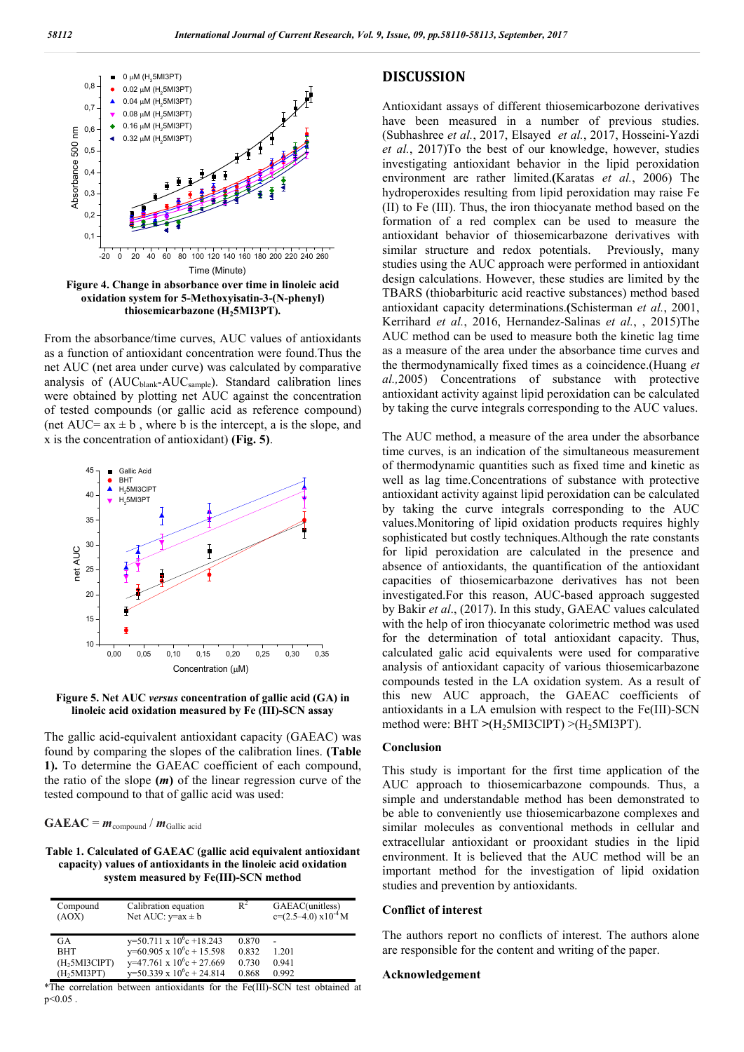Figure 4. Change in absorbance over time in linoleic acid oxidation system for 5-Methoxyisatin-3-(N-phenyl) thiosemicarbazone ($H_2$5MI3PT).

From the absorbance/time curves, AUC values of antioxidants as a function of antioxidant concentration were found.Thus the net AUC (net area under curve) was calculated by comparative analysis of ($AUC_{blank}$-$AUC_{sample}$). Standard calibration lines were obtained by plotting net AUC against the concentration of tested compounds (or gallic acid as reference compound) (net AUC= ax ± b , where b is the intercept, a is the slope, and x is the concentration of antioxidant) **(Fig. 5)**.

Figure 5. Net AUC *versus* concentration of gallic acid (GA) in linoleic acid oxidation measured by Fe (III)-SCN assay

The gallic acid-equivalent antioxidant capacity (GAEAC) was found by comparing the slopes of the calibration lines. **(Table 1).** To determine the GAEAC coefficient of each compound, the ratio of the slope (***m***) of the linear regression curve of the tested compound to that of gallic acid was used:

$$GAEAC = m_{compound} / m_{Gallic\ acid}$$

**Table 1. Calculated of GAEAC (gallic acid equivalent antioxidant capacity) values of antioxidants in the linoleic acid oxidation system measured by Fe(III)-SCN method**

| Compound (AOX) | Calibration equation Net AUC: y=ax ± b | $R^2$ | GAEAC(unitless) c=(2.5–4.0) x$10^{-4}$M |
|---|---|---|---|
| GA | y=50.711 x $10^6$c +18.243 | 0.870 | - |
| BHT | y=60.905 x $10^6$c + 15.598 | 0.832 | 1.201 |
| ($H_2$5MI3ClPT) | y=47.761 x $10^6$c + 27.669 | 0.730 | 0.941 |
| ($H_2$5MI3PT) | y=50.339 x $10^6$c + 24.814 | 0.868 | 0.992 |

*The correlation between antioxidants for the Fe(III)-SCN test obtained at $p<0.05$ .

## DISCUSSION

Antioxidant assays of different thiosemicarbozone derivatives have been measured in a number of previous studies. (Subhashree *et al.*, 2017, Elsayed *et al.*, 2017, Hosseini-Yazdi *et al.*, 2017)To the best of our knowledge, however, studies investigating antioxidant behavior in the lipid peroxidation environment are rather limited.**(**Karatas *et al.*, 2006) The hydroperoxides resulting from lipid peroxidation may raise Fe (II) to Fe (III). Thus, the iron thiocyanate method based on the formation of a red complex can be used to measure the antioxidant behavior of thiosemicarbazone derivatives with similar structure and redox potentials. Previously, many studies using the AUC approach were performed in antioxidant design calculations. However, these studies are limited by the TBARS (thiobarbituric acid reactive substances) method based antioxidant capacity determinations.(Schisterman *et al.*, 2001, Kerrihard *et al.*, 2016, Hernandez-Salinas *et al.*, , 2015)The AUC method can be used to measure both the kinetic lag time as a measure of the area under the absorbance time curves and the thermodynamically fixed times as a coincidence.(Huang *et al.,*2005) Concentrations of substance with protective antioxidant activity against lipid peroxidation can be calculated by taking the curve integrals corresponding to the AUC values.

The AUC method, a measure of the area under the absorbance time curves, is an indication of the simultaneous measurement of thermodynamic quantities such as fixed time and kinetic as well as lag time.Concentrations of substance with protective antioxidant activity against lipid peroxidation can be calculated by taking the curve integrals corresponding to the AUC values.Monitoring of lipid oxidation products requires highly sophisticated but costly techniques.Although the rate constants for lipid peroxidation are calculated in the presence and absence of antioxidants, the quantification of the antioxidant capacities of thiosemicarbazone derivatives has not been investigated.For this reason, AUC-based approach suggested by Bakir *et al*., (2017). In this study, GAEAC values calculated with the help of iron thiocyanate colorimetric method was used for the determination of total antioxidant capacity. Thus, calculated galic acid equivalents were used for comparative analysis of antioxidant capacity of various thiosemicarbazone compounds tested in the LA oxidation system. As a result of this new AUC approach, the GAEAC coefficients of antioxidants in a LA emulsion with respect to the Fe(III)-SCN method were: BHT **>**($H_2$5MI3ClPT) >($H_2$5MI3PT).

### Conclusion

This study is important for the first time application of the AUC approach to thiosemicarbazone compounds. Thus, a simple and understandable method has been demonstrated to be able to conveniently use thiosemicarbazone complexes and similar molecules as conventional methods in cellular and extracellular antioxidant or prooxidant studies in the lipid environment. It is believed that the AUC method will be an important method for the investigation of lipid oxidation studies and prevention by antioxidants.

### Conflict of interest

The authors report no conflicts of interest. The authors alone are responsible for the content and writing of the paper.

### Acknowledgement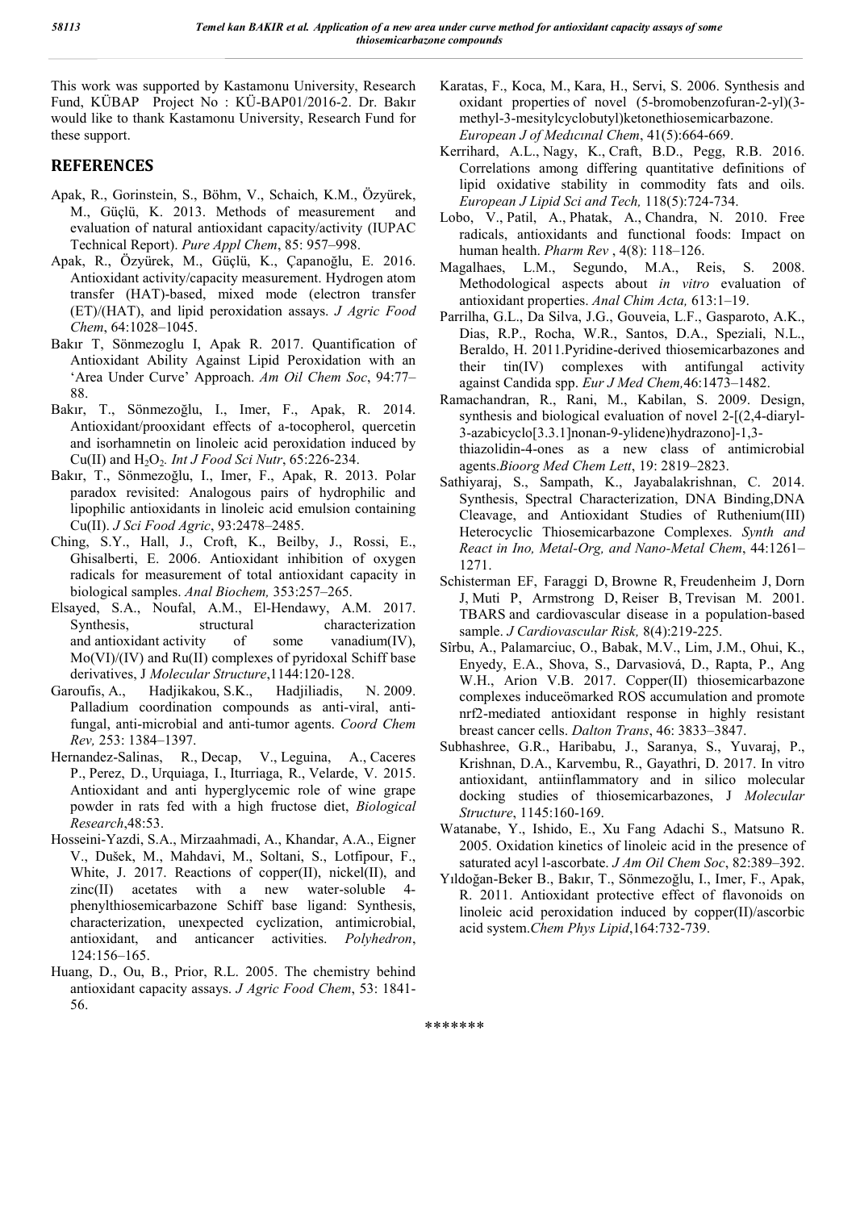This work was supported by Kastamonu University, Research Fund, KÜBAP Project No : KÜ-BAP01/2016-2. Dr. Bakır would like to thank Kastamonu University, Research Fund for these support.

## REFERENCES

Apak, R., Gorinstein, S., Böhm, V., Schaich, K.M., Özyürek, M., Güçlü, K. 2013. Methods of measurement and evaluation of natural antioxidant capacity/activity (IUPAC Technical Report). *Pure Appl Chem*, 85: 957–998.

Apak, R., Özyürek, M., Güçlü, K., Çapanoğlu, E. 2016. Antioxidant activity/capacity measurement. Hydrogen atom transfer (HAT)-based, mixed mode (electron transfer (ET)/(HAT), and lipid peroxidation assays. *J Agric Food Chem*, 64:1028–1045.

Bakır T, Sönmezoglu I, Apak R. 2017. Quantification of Antioxidant Ability Against Lipid Peroxidation with an 'Area Under Curve' Approach. *Am Oil Chem Soc*, 94:77–88.

Bakır, T., Sönmezoğlu, I., Imer, F., Apak, R. 2014. Antioxidant/prooxidant effects of a-tocopherol, quercetin and isorhamnetin on linoleic acid peroxidation induced by Cu(II) and $H_2O_2$. *Int J Food Sci Nutr*, 65:226-234.

Bakır, T., Sönmezoğlu, I., Imer, F., Apak, R. 2013. Polar paradox revisited: Analogous pairs of hydrophilic and lipophilic antioxidants in linoleic acid emulsion containing Cu(II). *J Sci Food Agric*, 93:2478–2485.

Ching, S.Y., Hall, J., Croft, K., Beilby, J., Rossi, E., Ghisalberti, E. 2006. Antioxidant inhibition of oxygen radicals for measurement of total antioxidant capacity in biological samples. *Anal Biochem,* 353:257–265.

Elsayed, S.A., Noufal, A.M., El-Hendawy, A.M. 2017. Synthesis, structural characterization and antioxidant activity of some vanadium(IV), Mo(VI)/(IV) and Ru(II) complexes of pyridoxal Schiff base derivatives, J *Molecular Structure*,1144:120-128.

Garoufis, A., Hadjikakou, S.K., Hadjiliadis, N. 2009. Palladium coordination compounds as anti-viral, anti-fungal, anti-microbial and anti-tumor agents. *Coord Chem Rev,* 253: 1384–1397.

Hernandez-Salinas, R., Decap, V., Leguina, A., Caceres P., Perez, D., Urquiaga, I., Iturriaga, R., Velarde, V. 2015. Antioxidant and anti hyperglycemic role of wine grape powder in rats fed with a high fructose diet, *Biological Research*,48:53.

Hosseini-Yazdi, S.A., Mirzaahmadi, A., Khandar, A.A., Eigner V., Dušek, M., Mahdavi, M., Soltani, S., Lotfipour, F., White, J. 2017. Reactions of copper(II), nickel(II), and zinc(II) acetates with a new water-soluble 4-phenylthiosemicarbazone Schiff base ligand: Synthesis, characterization, unexpected cyclization, antimicrobial, antioxidant, and anticancer activities. *Polyhedron*, 124:156–165.

Huang, D., Ou, B., Prior, R.L. 2005. The chemistry behind antioxidant capacity assays. *J Agric Food Chem*, 53: 1841-56.

Karatas, F., Koca, M., Kara, H., Servi, S. 2006. Synthesis and oxidant properties of novel (5-bromobenzofuran-2-yl)(3-methyl-3-mesitylcyclobutyl)ketonethiosemicarbazone. *European J of Medıcınal Chem*, 41(5):664-669.

Kerrihard, A.L., Nagy, K., Craft, B.D., Pegg, R.B. 2016. Correlations among differing quantitative definitions of lipid oxidative stability in commodity fats and oils. *European J Lipid Sci and Tech,* 118(5):724-734.

Lobo, V., Patil, A., Phatak, A., Chandra, N. 2010. Free radicals, antioxidants and functional foods: Impact on human health. *Pharm Rev* , 4(8): 118–126.

Magalhaes, L.M., Segundo, M.A., Reis, S. 2008. Methodological aspects about *in vitro* evaluation of antioxidant properties. *Anal Chim Acta,* 613:1–19.

Parrilha, G.L., Da Silva, J.G., Gouveia, L.F., Gasparoto, A.K., Dias, R.P., Rocha, W.R., Santos, D.A., Speziali, N.L., Beraldo, H. 2011.Pyridine-derived thiosemicarbazones and their tin(IV) complexes with antifungal activity against Candida spp. *Eur J Med Chem,*46:1473–1482.

Ramachandran, R., Rani, M., Kabilan, S. 2009. Design, synthesis and biological evaluation of novel 2-[(2,4-diaryl-3-azabicyclo[3.3.1]nonan-9-ylidene)hydrazono]-1,3-thiazolidin-4-ones as a new class of antimicrobial agents.*Bioorg Med Chem Lett*, 19: 2819–2823.

Sathiyaraj, S., Sampath, K., Jayabalakrishnan, C. 2014. Synthesis, Spectral Characterization, DNA Binding,DNA Cleavage, and Antioxidant Studies of Ruthenium(III) Heterocyclic Thiosemicarbazone Complexes. *Synth and React in Ino, Metal-Org, and Nano-Metal Chem*, 44:1261–1271.

Schisterman EF, Faraggi D, Browne R, Freudenheim J, Dorn J, Muti P, Armstrong D, Reiser B, Trevisan M. 2001. TBARS and cardiovascular disease in a population-based sample. *J Cardiovascular Risk,* 8(4):219-225.

Sîrbu, A., Palamarciuc, O., Babak, M.V., Lim, J.M., Ohui, K., Enyedy, E.A., Shova, S., Darvasiová, D., Rapta, P., Ang W.H., Arion V.B. 2017. Copper(II) thiosemicarbazone complexes induceömarked ROS accumulation and promote nrf2-mediated antioxidant response in highly resistant breast cancer cells. *Dalton Trans*, 46: 3833–3847.

Subhashree, G.R., Haribabu, J., Saranya, S., Yuvaraj, P., Krishnan, D.A., Karvembu, R., Gayathri, D. 2017. In vitro antioxidant, antiinflammatory and in silico molecular docking studies of thiosemicarbazones, J *Molecular Structure*, 1145:160-169.

Watanabe, Y., Ishido, E., Xu Fang Adachi S., Matsuno R. 2005. Oxidation kinetics of linoleic acid in the presence of saturated acyl l-ascorbate. *J Am Oil Chem Soc*, 82:389–392.

Yıldoğan-Beker B., Bakır, T., Sönmezoğlu, I., Imer, F., Apak, R. 2011. Antioxidant protective effect of flavonoids on linoleic acid peroxidation induced by copper(II)/ascorbic acid system.*Chem Phys Lipid*,164:732-739.

*******